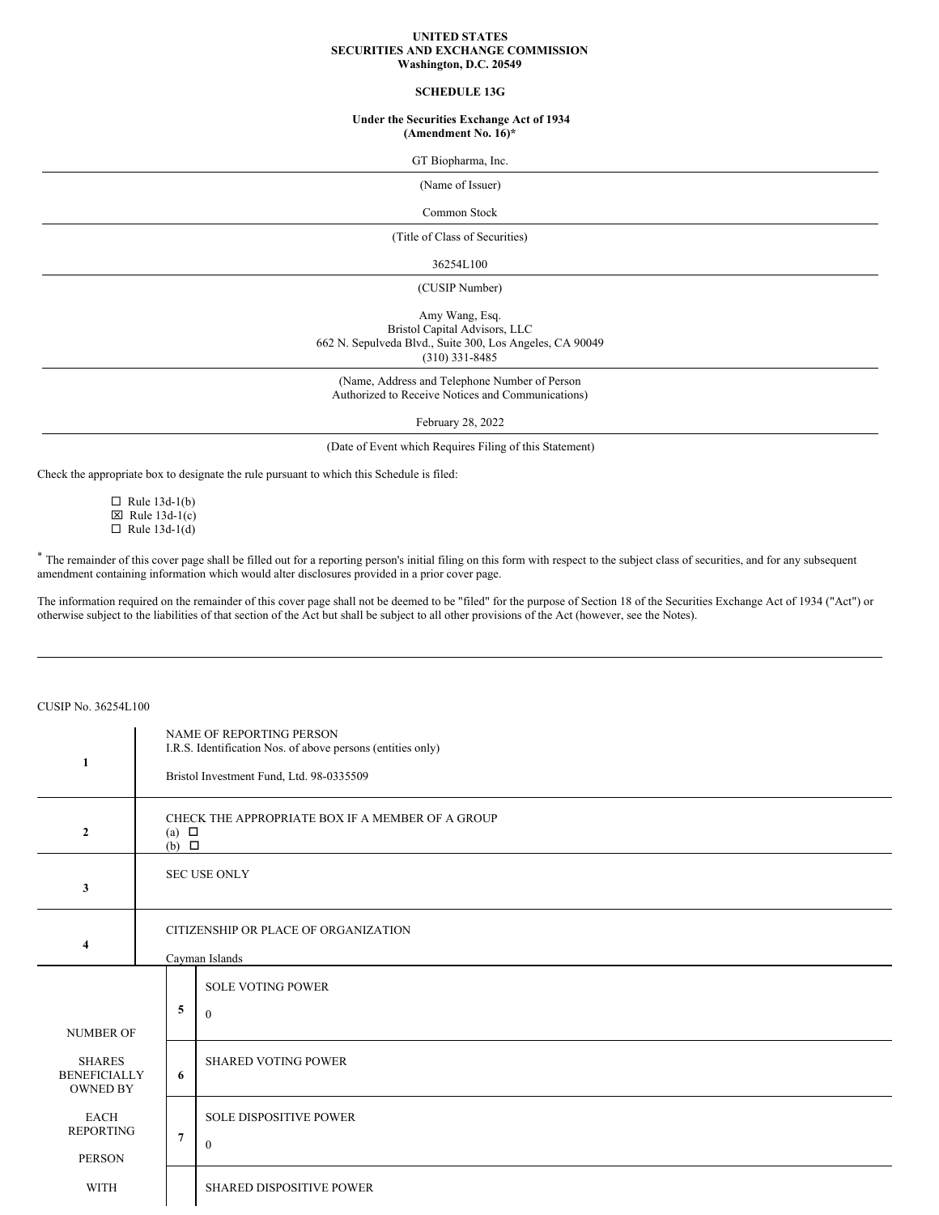**UNITED STATES**
**SECURITIES AND EXCHANGE COMMISSION**
**Washington, D.C. 20549**

**SCHEDULE 13G**

**Under the Securities Exchange Act of 1934**
**(Amendment No. 16)***

GT Biopharma, Inc.

(Name of Issuer)

Common Stock

(Title of Class of Securities)

36254L100

(CUSIP Number)

Amy Wang, Esq.
Bristol Capital Advisors, LLC
662 N. Sepulveda Blvd., Suite 300, Los Angeles, CA 90049
(310) 331-8485

(Name, Address and Telephone Number of Person Authorized to Receive Notices and Communications)

February 28, 2022

(Date of Event which Requires Filing of this Statement)

Check the appropriate box to designate the rule pursuant to which this Schedule is filed:

☐ Rule 13d-1(b)
☒ Rule 13d-1(c)
☐ Rule 13d-1(d)

* The remainder of this cover page shall be filled out for a reporting person's initial filing on this form with respect to the subject class of securities, and for any subsequent amendment containing information which would alter disclosures provided in a prior cover page.

The information required on the remainder of this cover page shall not be deemed to be "filed" for the purpose of Section 18 of the Securities Exchange Act of 1934 ("Act") or otherwise subject to the liabilities of that section of the Act but shall be subject to all other provisions of the Act (however, see the Notes).

---

CUSIP No. 36254L100

| | | |
|---|---|---|
| 1 | NAME OF REPORTING PERSON<br>I.R.S. Identification Nos. of above persons (entities only)<br><br>Bristol Investment Fund, Ltd. 98-0335509 | |
| 2 | CHECK THE APPROPRIATE BOX IF A MEMBER OF A GROUP<br>(a) ☐<br>(b) ☐ | |
| 3 | SEC USE ONLY | |
| 4 | CITIZENSHIP OR PLACE OF ORGANIZATION<br><br>Cayman Islands | |

| NUMBER OF SHARES BENEFICIALLY OWNED BY EACH REPORTING PERSON WITH | | |
|---|---|---|
| | 5 | SOLE VOTING POWER<br><br>0 |
| | 6 | SHARED VOTING POWER |
| | 7 | SOLE DISPOSITIVE POWER<br><br>0 |
| | 8 | SHARED DISPOSITIVE POWER |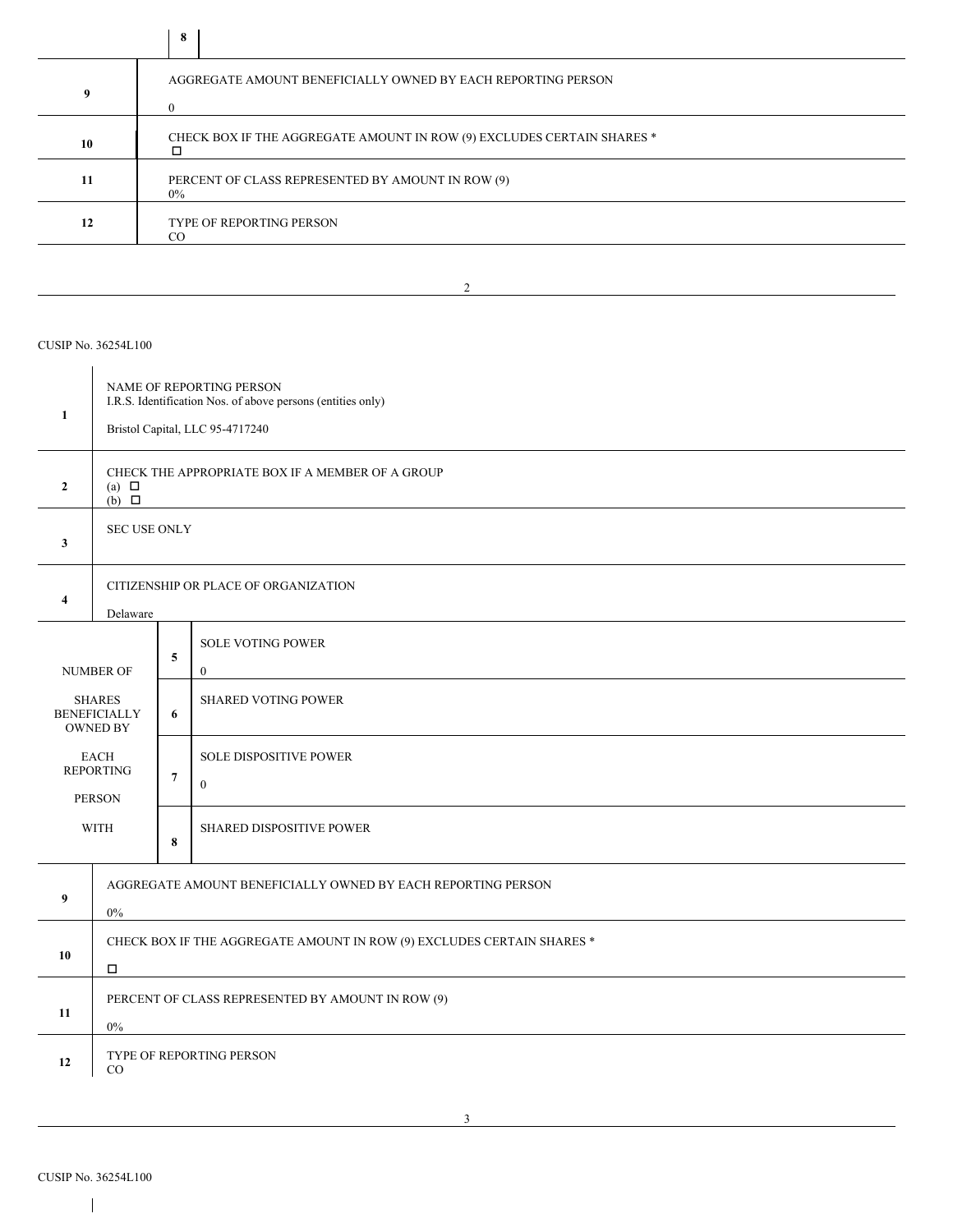| | | 8 | |
|---|---|---|---|
| 9 | AGGREGATE AMOUNT BENEFICIALLY OWNED BY EACH REPORTING PERSON<br><br>0 | | |
| 10 | CHECK BOX IF THE AGGREGATE AMOUNT IN ROW (9) EXCLUDES CERTAIN SHARES *<br>☐ | | |
| 11 | PERCENT OF CLASS REPRESENTED BY AMOUNT IN ROW (9)<br>0% | | |
| 12 | TYPE OF REPORTING PERSON<br>CO | | |

CUSIP No. 36254L100

| | | | |
|---|---|---|---|
| 1 | NAME OF REPORTING PERSON<br>I.R.S. Identification Nos. of above persons (entities only)<br><br>Bristol Capital, LLC 95-4717240 | | |
| 2 | CHECK THE APPROPRIATE BOX IF A MEMBER OF A GROUP<br>(a) ☐<br>(b) ☐ | | |
| 3 | SEC USE ONLY | | |
| 4 | CITIZENSHIP OR PLACE OF ORGANIZATION<br><br>Delaware | | |
| NUMBER OF SHARES BENEFICIALLY OWNED BY EACH REPORTING PERSON WITH | 5 | SOLE VOTING POWER<br><br>0 | |
| | 6 | SHARED VOTING POWER | |
| | 7 | SOLE DISPOSITIVE POWER<br><br>0 | |
| | 8 | SHARED DISPOSITIVE POWER | |
| 9 | AGGREGATE AMOUNT BENEFICIALLY OWNED BY EACH REPORTING PERSON<br><br>0% | | |
| 10 | CHECK BOX IF THE AGGREGATE AMOUNT IN ROW (9) EXCLUDES CERTAIN SHARES *<br><br>☐ | | |
| 11 | PERCENT OF CLASS REPRESENTED BY AMOUNT IN ROW (9)<br><br>0% | | |
| 12 | TYPE OF REPORTING PERSON<br>CO | | |

CUSIP No. 36254L100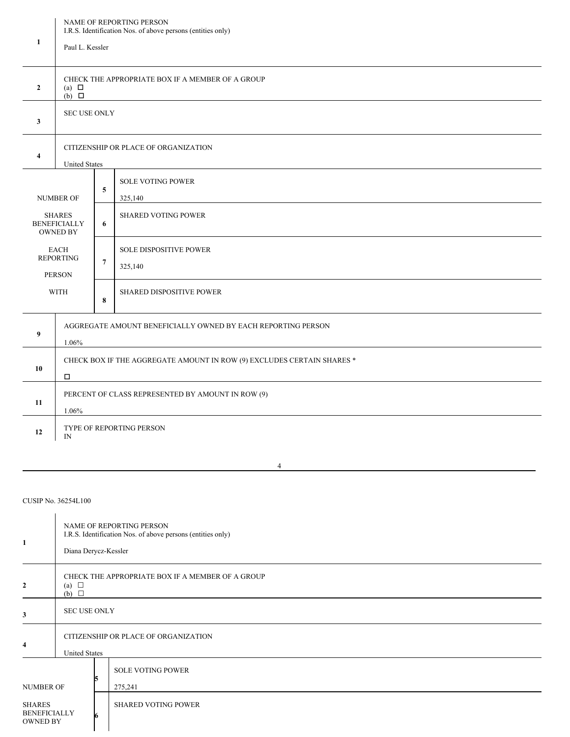| | | | |
|---|---|---|---|
| 1 | NAME OF REPORTING PERSON<br>I.R.S. Identification Nos. of above persons (entities only)<br><br>Paul L. Kessler | | |
| 2 | CHECK THE APPROPRIATE BOX IF A MEMBER OF A GROUP<br>(a) ☐<br>(b) ☐ | | |
| 3 | SEC USE ONLY | | |
| 4 | CITIZENSHIP OR PLACE OF ORGANIZATION<br><br>United States | | |
| NUMBER OF SHARES BENEFICIALLY OWNED BY EACH REPORTING PERSON WITH | 5 | SOLE VOTING POWER<br><br>325,140 | |
| | 6 | SHARED VOTING POWER | |
| | 7 | SOLE DISPOSITIVE POWER<br><br>325,140 | |
| | 8 | SHARED DISPOSITIVE POWER | |
| 9 | AGGREGATE AMOUNT BENEFICIALLY OWNED BY EACH REPORTING PERSON<br><br>1.06% | | |
| 10 | CHECK BOX IF THE AGGREGATE AMOUNT IN ROW (9) EXCLUDES CERTAIN SHARES *<br><br>☐ | | |
| 11 | PERCENT OF CLASS REPRESENTED BY AMOUNT IN ROW (9)<br><br>1.06% | | |
| 12 | TYPE OF REPORTING PERSON<br>IN | | |

CUSIP No. 36254L100

| | | | |
|---|---|---|---|
| 1 | NAME OF REPORTING PERSON<br>I.R.S. Identification Nos. of above persons (entities only)<br><br>Diana Derycz-Kessler | | |
| 2 | CHECK THE APPROPRIATE BOX IF A MEMBER OF A GROUP<br>(a) ☐<br>(b) ☐ | | |
| 3 | SEC USE ONLY | | |
| 4 | CITIZENSHIP OR PLACE OF ORGANIZATION<br><br>United States | | |
| NUMBER OF SHARES BENEFICIALLY OWNED BY | 5 | SOLE VOTING POWER<br><br>275,241 | |
| | 6 | SHARED VOTING POWER | |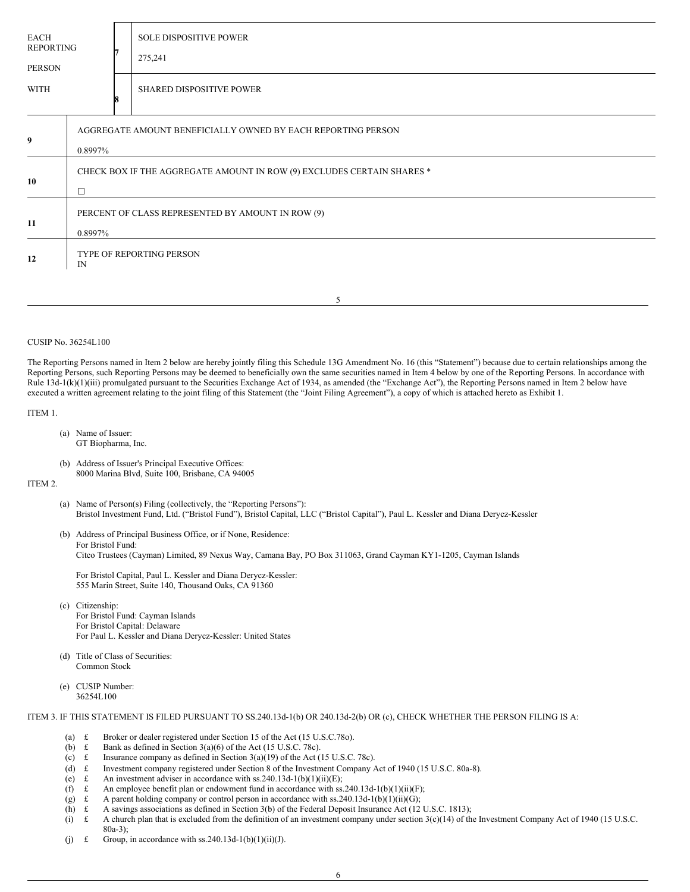| EACH REPORTING PERSON WITH | 7 | SOLE DISPOSITIVE POWER<br>275,241 |
|---|---|---|
| | 8 | SHARED DISPOSITIVE POWER |

| | |
|---|---|
| 9 | AGGREGATE AMOUNT BENEFICIALLY OWNED BY EACH REPORTING PERSON<br>0.8997% |
| 10 | CHECK BOX IF THE AGGREGATE AMOUNT IN ROW (9) EXCLUDES CERTAIN SHARES *<br>☐ |
| 11 | PERCENT OF CLASS REPRESENTED BY AMOUNT IN ROW (9)<br>0.8997% |
| 12 | TYPE OF REPORTING PERSON<br>IN |

CUSIP No. 36254L100

The Reporting Persons named in Item 2 below are hereby jointly filing this Schedule 13G Amendment No. 16 (this "Statement") because due to certain relationships among the Reporting Persons, such Reporting Persons may be deemed to beneficially own the same securities named in Item 4 below by one of the Reporting Persons. In accordance with Rule 13d-1(k)(1)(iii) promulgated pursuant to the Securities Exchange Act of 1934, as amended (the "Exchange Act"), the Reporting Persons named in Item 2 below have executed a written agreement relating to the joint filing of this Statement (the "Joint Filing Agreement"), a copy of which is attached hereto as Exhibit 1.

ITEM 1.

(a) Name of Issuer:
GT Biopharma, Inc.

(b) Address of Issuer's Principal Executive Offices:
8000 Marina Blvd, Suite 100, Brisbane, CA 94005

ITEM 2.

(a) Name of Person(s) Filing (collectively, the "Reporting Persons"):
Bristol Investment Fund, Ltd. ("Bristol Fund"), Bristol Capital, LLC ("Bristol Capital"), Paul L. Kessler and Diana Derycz-Kessler

(b) Address of Principal Business Office, or if None, Residence:
For Bristol Fund:
Citco Trustees (Cayman) Limited, 89 Nexus Way, Camana Bay, PO Box 311063, Grand Cayman KY1-1205, Cayman Islands

For Bristol Capital, Paul L. Kessler and Diana Derycz-Kessler:
555 Marin Street, Suite 140, Thousand Oaks, CA 91360

(c) Citizenship:
For Bristol Fund: Cayman Islands
For Bristol Capital: Delaware
For Paul L. Kessler and Diana Derycz-Kessler: United States

(d) Title of Class of Securities:
Common Stock

(e) CUSIP Number:
36254L100

ITEM 3. IF THIS STATEMENT IS FILED PURSUANT TO SS.240.13d-1(b) OR 240.13d-2(b) OR (c), CHECK WHETHER THE PERSON FILING IS A:

(a) £ Broker or dealer registered under Section 15 of the Act (15 U.S.C.78o).
(b) £ Bank as defined in Section 3(a)(6) of the Act (15 U.S.C. 78c).
(c) £ Insurance company as defined in Section 3(a)(19) of the Act (15 U.S.C. 78c).
(d) £ Investment company registered under Section 8 of the Investment Company Act of 1940 (15 U.S.C. 80a-8).
(e) £ An investment adviser in accordance with ss.240.13d-1(b)(1)(ii)(E);
(f) £ An employee benefit plan or endowment fund in accordance with ss.240.13d-1(b)(1)(ii)(F);
(g) £ A parent holding company or control person in accordance with ss.240.13d-1(b)(1)(ii)(G);
(h) £ A savings associations as defined in Section 3(b) of the Federal Deposit Insurance Act (12 U.S.C. 1813);
(i) £ A church plan that is excluded from the definition of an investment company under section 3(c)(14) of the Investment Company Act of 1940 (15 U.S.C. 80a-3);
(j) £ Group, in accordance with ss.240.13d-1(b)(1)(ii)(J).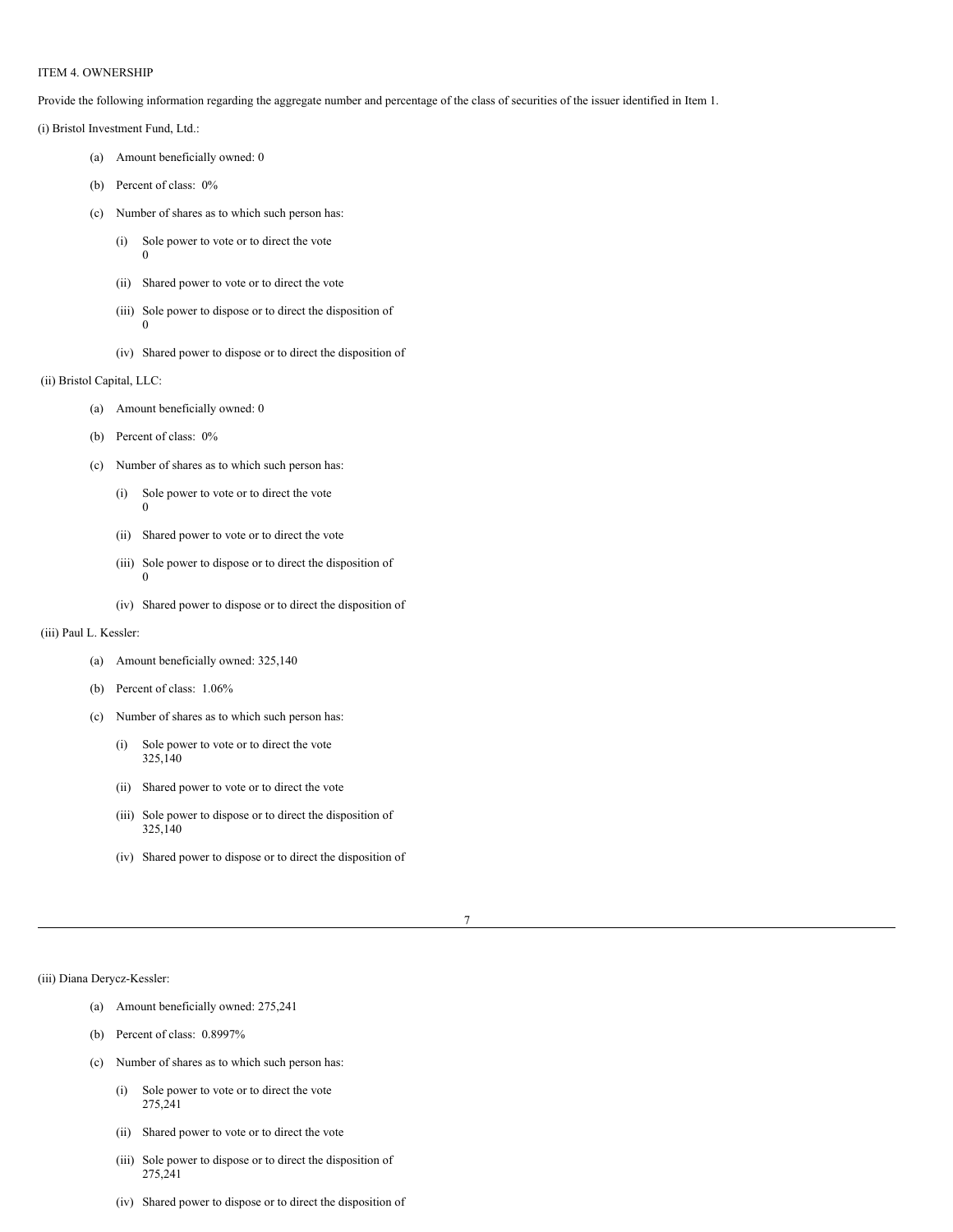ITEM 4. OWNERSHIP

Provide the following information regarding the aggregate number and percentage of the class of securities of the issuer identified in Item 1.

(i) Bristol Investment Fund, Ltd.:

- (a) Amount beneficially owned: 0
- (b) Percent of class: 0%
- (c) Number of shares as to which such person has:
  - (i) Sole power to vote or to direct the vote
    0
  - (ii) Shared power to vote or to direct the vote
  - (iii) Sole power to dispose or to direct the disposition of
    0
  - (iv) Shared power to dispose or to direct the disposition of

(ii) Bristol Capital, LLC:

- (a) Amount beneficially owned: 0
- (b) Percent of class: 0%
- (c) Number of shares as to which such person has:
  - (i) Sole power to vote or to direct the vote
    0
  - (ii) Shared power to vote or to direct the vote
  - (iii) Sole power to dispose or to direct the disposition of
    0
  - (iv) Shared power to dispose or to direct the disposition of

(iii) Paul L. Kessler:

- (a) Amount beneficially owned: 325,140
- (b) Percent of class: 1.06%
- (c) Number of shares as to which such person has:
  - (i) Sole power to vote or to direct the vote
    325,140
  - (ii) Shared power to vote or to direct the vote
  - (iii) Sole power to dispose or to direct the disposition of
    325,140
  - (iv) Shared power to dispose or to direct the disposition of

(iii) Diana Derycz-Kessler:

- (a) Amount beneficially owned: 275,241
- (b) Percent of class: 0.8997%
- (c) Number of shares as to which such person has:
  - (i) Sole power to vote or to direct the vote
    275,241
  - (ii) Shared power to vote or to direct the vote
  - (iii) Sole power to dispose or to direct the disposition of
    275,241
  - (iv) Shared power to dispose or to direct the disposition of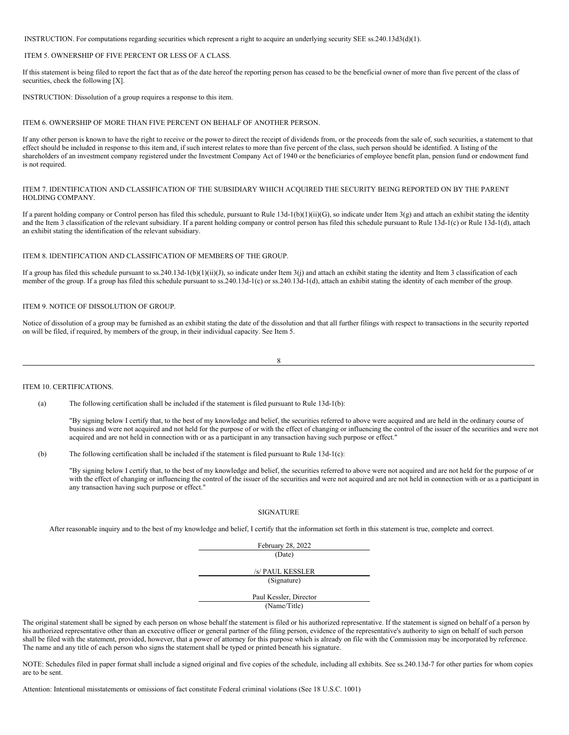INSTRUCTION. For computations regarding securities which represent a right to acquire an underlying security SEE ss.240.13d3(d)(1).

ITEM 5. OWNERSHIP OF FIVE PERCENT OR LESS OF A CLASS.

If this statement is being filed to report the fact that as of the date hereof the reporting person has ceased to be the beneficial owner of more than five percent of the class of securities, check the following [X].

INSTRUCTION: Dissolution of a group requires a response to this item.

ITEM 6. OWNERSHIP OF MORE THAN FIVE PERCENT ON BEHALF OF ANOTHER PERSON.

If any other person is known to have the right to receive or the power to direct the receipt of dividends from, or the proceeds from the sale of, such securities, a statement to that effect should be included in response to this item and, if such interest relates to more than five percent of the class, such person should be identified. A listing of the shareholders of an investment company registered under the Investment Company Act of 1940 or the beneficiaries of employee benefit plan, pension fund or endowment fund is not required.

ITEM 7. IDENTIFICATION AND CLASSIFICATION OF THE SUBSIDIARY WHICH ACQUIRED THE SECURITY BEING REPORTED ON BY THE PARENT HOLDING COMPANY.

If a parent holding company or Control person has filed this schedule, pursuant to Rule 13d-1(b)(1)(ii)(G), so indicate under Item 3(g) and attach an exhibit stating the identity and the Item 3 classification of the relevant subsidiary. If a parent holding company or control person has filed this schedule pursuant to Rule 13d-1(c) or Rule 13d-1(d), attach an exhibit stating the identification of the relevant subsidiary.

ITEM 8. IDENTIFICATION AND CLASSIFICATION OF MEMBERS OF THE GROUP.

If a group has filed this schedule pursuant to ss.240.13d-1(b)(1)(ii)(J), so indicate under Item 3(j) and attach an exhibit stating the identity and Item 3 classification of each member of the group. If a group has filed this schedule pursuant to ss.240.13d-1(c) or ss.240.13d-1(d), attach an exhibit stating the identity of each member of the group.

ITEM 9. NOTICE OF DISSOLUTION OF GROUP.

Notice of dissolution of a group may be furnished as an exhibit stating the date of the dissolution and that all further filings with respect to transactions in the security reported on will be filed, if required, by members of the group, in their individual capacity. See Item 5.

---

ITEM 10. CERTIFICATIONS.

(a) The following certification shall be included if the statement is filed pursuant to Rule 13d-1(b):

"By signing below I certify that, to the best of my knowledge and belief, the securities referred to above were acquired and are held in the ordinary course of business and were not acquired and not held for the purpose of or with the effect of changing or influencing the control of the issuer of the securities and were not acquired and are not held in connection with or as a participant in any transaction having such purpose or effect."

(b) The following certification shall be included if the statement is filed pursuant to Rule 13d-1(c):

"By signing below I certify that, to the best of my knowledge and belief, the securities referred to above were not acquired and are not held for the purpose of or with the effect of changing or influencing the control of the issuer of the securities and were not acquired and are not held in connection with or as a participant in any transaction having such purpose or effect."

SIGNATURE

After reasonable inquiry and to the best of my knowledge and belief, I certify that the information set forth in this statement is true, complete and correct.

February 28, 2022
(Date)

/s/ PAUL KESSLER
(Signature)

Paul Kessler, Director
(Name/Title)

The original statement shall be signed by each person on whose behalf the statement is filed or his authorized representative. If the statement is signed on behalf of a person by his authorized representative other than an executive officer or general partner of the filing person, evidence of the representative's authority to sign on behalf of such person shall be filed with the statement, provided, however, that a power of attorney for this purpose which is already on file with the Commission may be incorporated by reference. The name and any title of each person who signs the statement shall be typed or printed beneath his signature.

NOTE: Schedules filed in paper format shall include a signed original and five copies of the schedule, including all exhibits. See ss.240.13d-7 for other parties for whom copies are to be sent.

Attention: Intentional misstatements or omissions of fact constitute Federal criminal violations (See 18 U.S.C. 1001)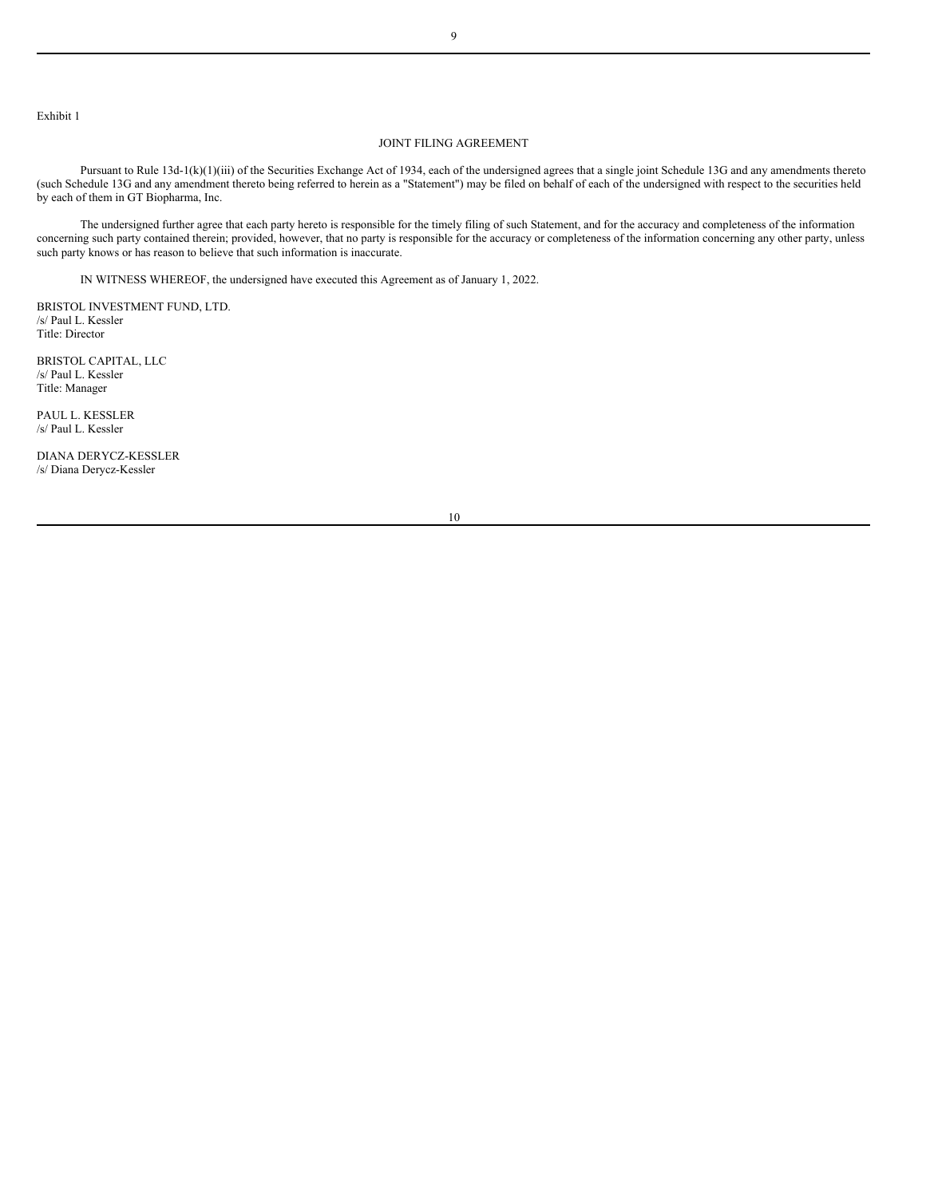Exhibit 1

JOINT FILING AGREEMENT

Pursuant to Rule 13d-1(k)(1)(iii) of the Securities Exchange Act of 1934, each of the undersigned agrees that a single joint Schedule 13G and any amendments thereto (such Schedule 13G and any amendment thereto being referred to herein as a "Statement") may be filed on behalf of each of the undersigned with respect to the securities held by each of them in GT Biopharma, Inc.

The undersigned further agree that each party hereto is responsible for the timely filing of such Statement, and for the accuracy and completeness of the information concerning such party contained therein; provided, however, that no party is responsible for the accuracy or completeness of the information concerning any other party, unless such party knows or has reason to believe that such information is inaccurate.

IN WITNESS WHEREOF, the undersigned have executed this Agreement as of January 1, 2022.

BRISTOL INVESTMENT FUND, LTD.
/s/ Paul L. Kessler
Title: Director

BRISTOL CAPITAL, LLC
/s/ Paul L. Kessler
Title: Manager

PAUL L. KESSLER
/s/ Paul L. Kessler

DIANA DERYCZ-KESSLER
/s/ Diana Derycz-Kessler